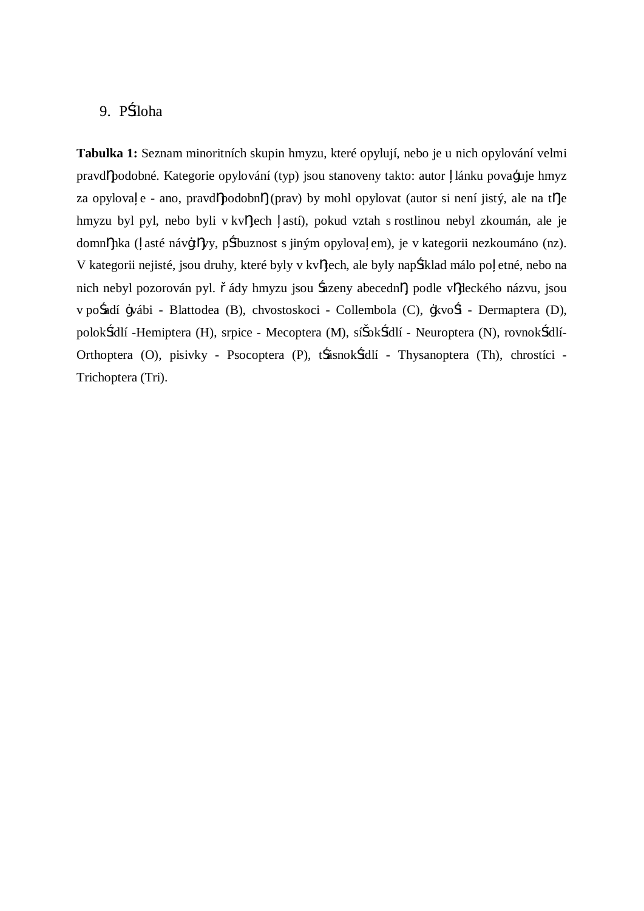## 9. Příloha

**Tabulka 1:** Seznam minoritních skupin hmyzu, které opylují, nebo je u nich opylování velmi pravděpodobné. Kategorie opylování (typ) jsou stanoveny takto: autor článku považuje hmyz za opylovače - ano, pravděpodobně (prav) by mohl opylovat (autor si není jistý, ale na těle hmyzu byl pyl, nebo byli v květech častí), pokud vztah s rostlinou nebyl zkoumán, ale je domněnka (časté návštěvy, příbuznost s jiným opylovačem), je v kategorii nezkoumáno (nz). V kategorii nejisté, jsou druhy, které byly v květech, ale byly například málo početné, nebo na nich nebyl pozorován pyl. Řády hmyzu jsou řazeny abecedně podle vědeckého názvu, jsou v pořadí švábi - Blattodea (B), chvostoskoci - Collembola (C), škvoři - Dermaptera (D), polokřídlí -Hemiptera (H), srpice - Mecoptera (M), síťokřídlí - Neuroptera (N), rovnokřídlí- Orthoptera (O), pisivky - Psocoptera (P), třásnokřídlí - Thysanoptera (Th), chrostíci - Trichoptera (Tri).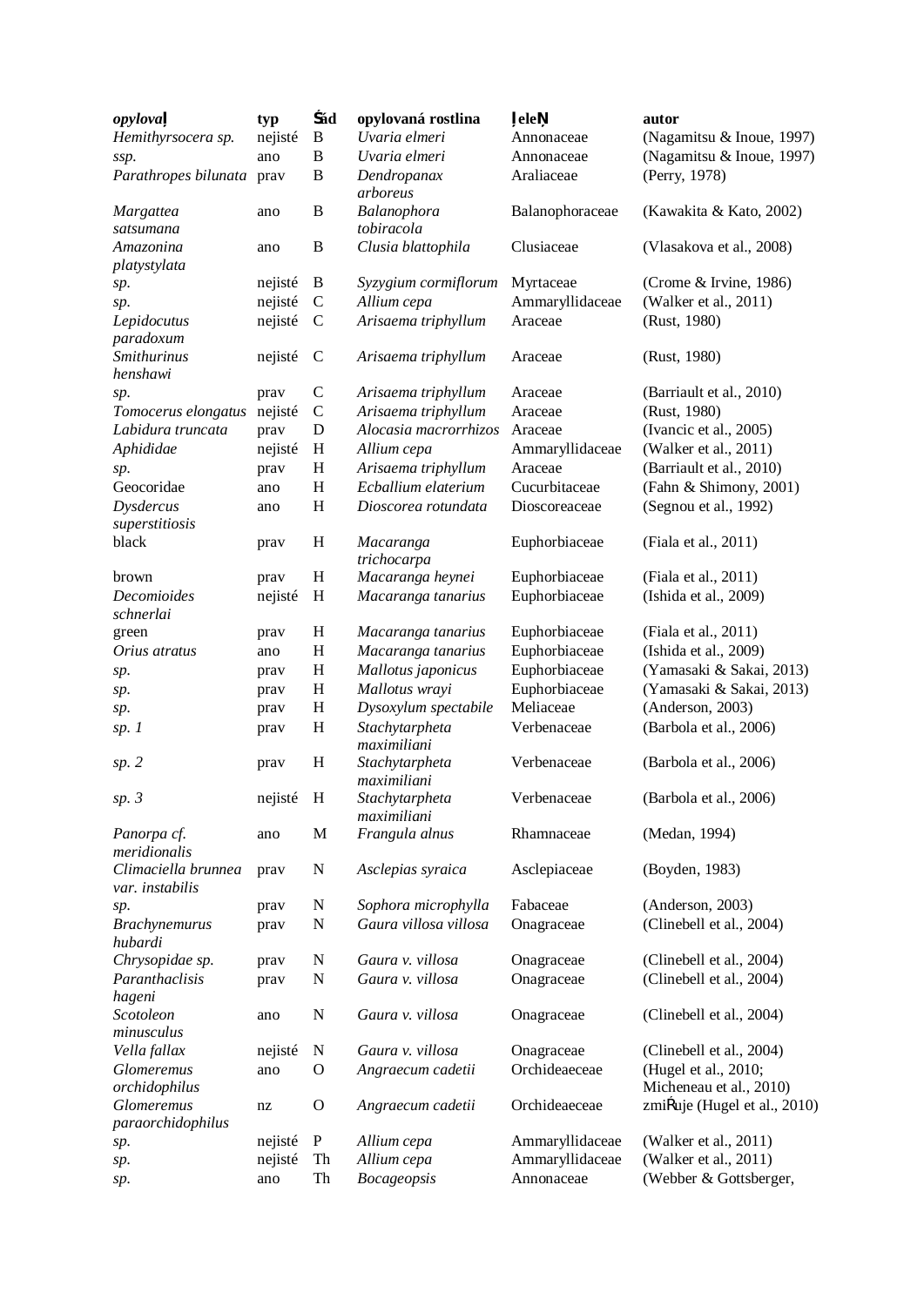| *opylovač* | typ | řád | opylovaná rostlina | čeleď | autor |
|---|---|---|---|---|---|
| *Hemithyrsocera sp.* | nejisté | B | *Uvaria elmeri* | Annonaceae | (Nagamitsu & Inoue, 1997) |
| *ssp.* | ano | B | *Uvaria elmeri* | Annonaceae | (Nagamitsu & Inoue, 1997) |
| *Parathropes bilunata* | prav | B | *Dendropanax arboreus* | Araliaceae | (Perry, 1978) |
| *Margattea satsumana* | ano | B | *Balanophora tobiracola* | Balanophoraceae | (Kawakita & Kato, 2002) |
| *Amazonina platystylata* | ano | B | *Clusia blattophila* | Clusiaceae | (Vlasakova et al., 2008) |
| *sp.* | nejisté | B | *Syzygium cormiflorum* | Myrtaceae | (Crome & Irvine, 1986) |
| *sp.* | nejisté | C | *Allium cepa* | Ammaryllidaceae | (Walker et al., 2011) |
| *Lepidocutus paradoxum* | nejisté | C | *Arisaema triphyllum* | Araceae | (Rust, 1980) |
| *Smithurinus henshawi* | nejisté | C | *Arisaema triphyllum* | Araceae | (Rust, 1980) |
| *sp.* | prav | C | *Arisaema triphyllum* | Araceae | (Barriault et al., 2010) |
| *Tomocerus elongatus* | nejisté | C | *Arisaema triphyllum* | Araceae | (Rust, 1980) |
| *Labidura truncata* | prav | D | *Alocasia macrorrhizos* | Araceae | (Ivancic et al., 2005) |
| *Aphididae* | nejisté | H | *Allium cepa* | Ammaryllidaceae | (Walker et al., 2011) |
| *sp.* | prav | H | *Arisaema triphyllum* | Araceae | (Barriault et al., 2010) |
| Geocoridae | ano | H | *Ecballium elaterium* | Cucurbitaceae | (Fahn & Shimony, 2001) |
| *Dysdercus superstitiosis* | ano | H | *Dioscorea rotundata* | Dioscoreaceae | (Segnou et al., 1992) |
| black | prav | H | *Macaranga trichocarpa* | Euphorbiaceae | (Fiala et al., 2011) |
| brown | prav | H | *Macaranga heynei* | Euphorbiaceae | (Fiala et al., 2011) |
| *Decomioides schnerlai* | nejisté | H | *Macaranga tanarius* | Euphorbiaceae | (Ishida et al., 2009) |
| green | prav | H | *Macaranga tanarius* | Euphorbiaceae | (Fiala et al., 2011) |
| *Orius atratus* | ano | H | *Macaranga tanarius* | Euphorbiaceae | (Ishida et al., 2009) |
| *sp.* | prav | H | *Mallotus japonicus* | Euphorbiaceae | (Yamasaki & Sakai, 2013) |
| *sp.* | prav | H | *Mallotus wrayi* | Euphorbiaceae | (Yamasaki & Sakai, 2013) |
| *sp.* | prav | H | *Dysoxylum spectabile* | Meliaceae | (Anderson, 2003) |
| *sp. 1* | prav | H | *Stachytarpheta maximiliani* | Verbenaceae | (Barbola et al., 2006) |
| *sp. 2* | prav | H | *Stachytarpheta maximiliani* | Verbenaceae | (Barbola et al., 2006) |
| *sp. 3* | nejisté | H | *Stachytarpheta maximiliani* | Verbenaceae | (Barbola et al., 2006) |
| *Panorpa cf. meridionalis* | ano | M | *Frangula alnus* | Rhamnaceae | (Medan, 1994) |
| *Climaciella brunnea var. instabilis* | prav | N | *Asclepias syraica* | Asclepiaceae | (Boyden, 1983) |
| *sp.* | prav | N | *Sophora microphylla* | Fabaceae | (Anderson, 2003) |
| *Brachynemurus hubardi* | prav | N | *Gaura villosa villosa* | Onagraceae | (Clinebell et al., 2004) |
| *Chrysopidae sp.* | prav | N | *Gaura v. villosa* | Onagraceae | (Clinebell et al., 2004) |
| *Paranthaclisis hageni* | prav | N | *Gaura v. villosa* | Onagraceae | (Clinebell et al., 2004) |
| *Scotoleon minusculus* | ano | N | *Gaura v. villosa* | Onagraceae | (Clinebell et al., 2004) |
| *Vella fallax* | nejisté | N | *Gaura v. villosa* | Onagraceae | (Clinebell et al., 2004) |
| *Glomeremus orchidophilus* | ano | O | *Angraecum cadetii* | Orchideaceae | (Hugel et al., 2010; Micheneau et al., 2010) |
| *Glomeremus paraorchidophilus* | nz | O | *Angraecum cadetii* | Orchideaceae | zmiňuje (Hugel et al., 2010) |
| *sp.* | nejisté | P | *Allium cepa* | Ammaryllidaceae | (Walker et al., 2011) |
| *sp.* | nejisté | Th | *Allium cepa* | Ammaryllidaceae | (Walker et al., 2011) |
| *sp.* | ano | Th | *Bocageopsis* | Annonaceae | (Webber & Gottsberger, |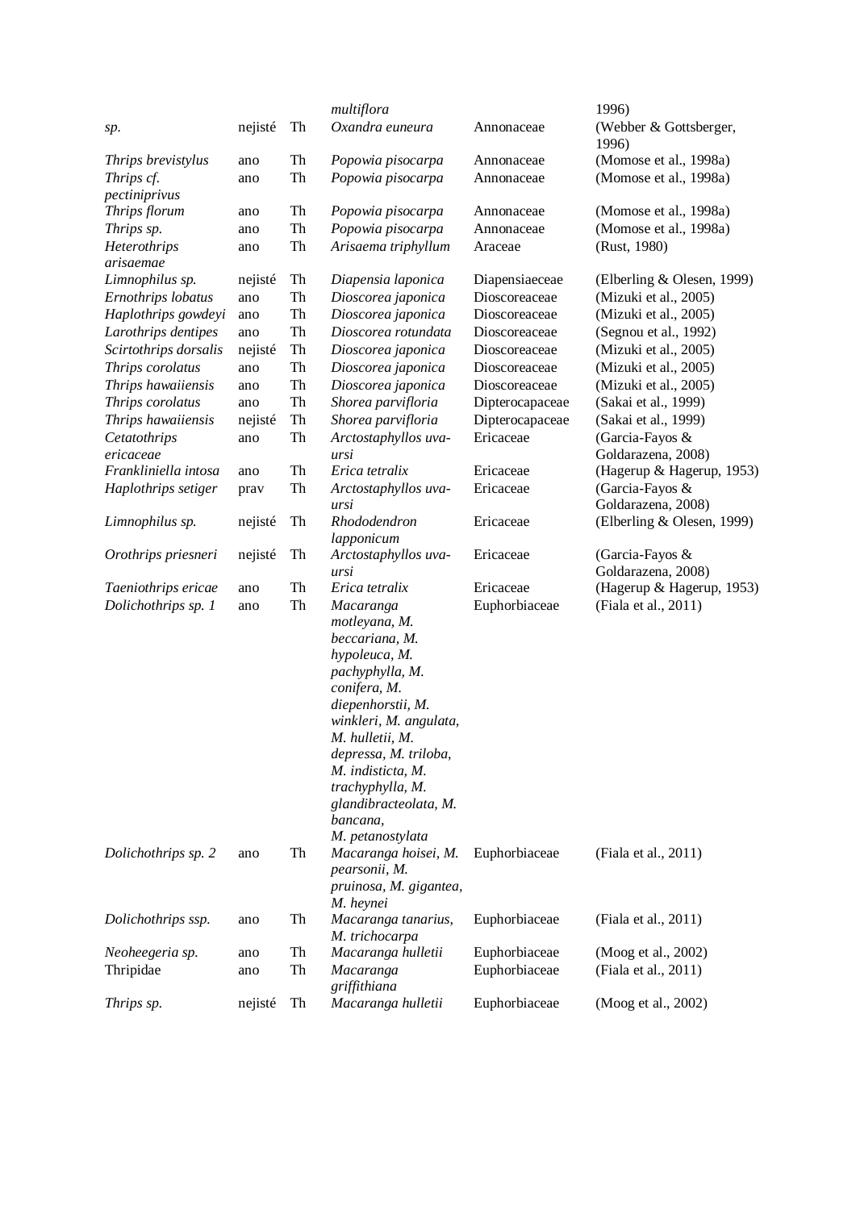| | | | *multiflora* | | 1996) |
|---|---|---|---|---|---|
| *sp.* | nejisté | Th | *Oxandra euneura* | Annonaceae | (Webber & Gottsberger, 1996) |
| *Thrips brevistylus* | ano | Th | *Popowia pisocarpa* | Annonaceae | (Momose et al., 1998a) |
| *Thrips cf. pectiniprivus* | ano | Th | *Popowia pisocarpa* | Annonaceae | (Momose et al., 1998a) |
| *Thrips florum* | ano | Th | *Popowia pisocarpa* | Annonaceae | (Momose et al., 1998a) |
| *Thrips sp.* | ano | Th | *Popowia pisocarpa* | Annonaceae | (Momose et al., 1998a) |
| *Heterothrips arisaemae* | ano | Th | *Arisaema triphyllum* | Araceae | (Rust, 1980) |
| *Limnophilus sp.* | nejisté | Th | *Diapensia laponica* | Diapensiaceae | (Elberling & Olesen, 1999) |
| *Ernothrips lobatus* | ano | Th | *Dioscorea japonica* | Dioscoreaceae | (Mizuki et al., 2005) |
| *Haplothrips gowdeyi* | ano | Th | *Dioscorea japonica* | Dioscoreaceae | (Mizuki et al., 2005) |
| *Larothrips dentipes* | ano | Th | *Dioscorea rotundata* | Dioscoreaceae | (Segnou et al., 1992) |
| *Scirtothrips dorsalis* | nejisté | Th | *Dioscorea japonica* | Dioscoreaceae | (Mizuki et al., 2005) |
| *Thrips corolatus* | ano | Th | *Dioscorea japonica* | Dioscoreaceae | (Mizuki et al., 2005) |
| *Thrips hawaiiensis* | ano | Th | *Dioscorea japonica* | Dioscoreaceae | (Mizuki et al., 2005) |
| *Thrips corolatus* | ano | Th | *Shorea parvifloria* | Dipterocapaceae | (Sakai et al., 1999) |
| *Thrips hawaiiensis* | nejisté | Th | *Shorea parvifloria* | Dipterocapaceae | (Sakai et al., 1999) |
| *Cetatothrips ericaceae* | ano | Th | *Arctostaphyllos uva-ursi* | Ericaceae | (Garcia-Fayos & Goldarazena, 2008) |
| *Frankliniella intosa* | ano | Th | *Erica tetralix* | Ericaceae | (Hagerup & Hagerup, 1953) |
| *Haplothrips setiger* | prav | Th | *Arctostaphyllos uva-ursi* | Ericaceae | (Garcia-Fayos & Goldarazena, 2008) |
| *Limnophilus sp.* | nejisté | Th | *Rhododendron lapponicum* | Ericaceae | (Elberling & Olesen, 1999) |
| *Orothrips priesneri* | nejisté | Th | *Arctostaphyllos uva-ursi* | Ericaceae | (Garcia-Fayos & Goldarazena, 2008) |
| *Taeniothrips ericae* | ano | Th | *Erica tetralix* | Ericaceae | (Hagerup & Hagerup, 1953) |
| *Dolichothrips sp. 1* | ano | Th | *Macaranga motleyana, M. beccariana, M. hypoleuca, M. pachyphylla, M. conifera, M. diepenhorstii, M. winkleri, M. angulata, M. hulletii, M. depressa, M. triloba, M. indisticta, M. trachyphylla, M. glandibracteolata, M. bancana, M. petanostylata* | Euphorbiaceae | (Fiala et al., 2011) |
| *Dolichothrips sp. 2* | ano | Th | *Macaranga hoisei, M. pearsonii, M. pruinosa, M. gigantea, M. heynei* | Euphorbiaceae | (Fiala et al., 2011) |
| *Dolichothrips ssp.* | ano | Th | *Macaranga tanarius, M. trichocarpa* | Euphorbiaceae | (Fiala et al., 2011) |
| *Neoheegeria sp.* | ano | Th | *Macaranga hulletii* | Euphorbiaceae | (Moog et al., 2002) |
| Thripidae | ano | Th | *Macaranga griffithiana* | Euphorbiaceae | (Fiala et al., 2011) |
| *Thrips sp.* | nejisté | Th | *Macaranga hulletii* | Euphorbiaceae | (Moog et al., 2002) |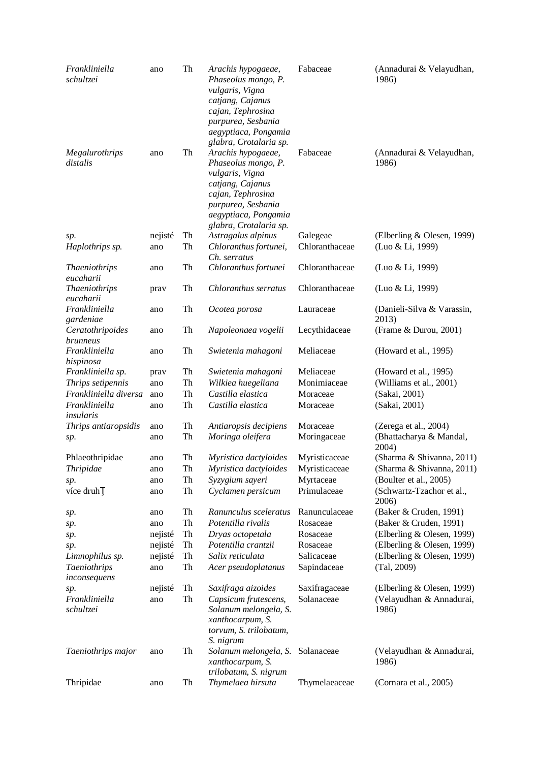| | | | | | |
|---|---|---|---|---|---|
| *Frankliniella schultzei* | ano | Th | *Arachis hypogaeae, Phaseolus mongo, P. vulgaris, Vigna catjang, Cajanus cajan, Tephrosina purpurea, Sesbania aegyptiaca, Pongamia glabra, Crotalaria sp.* | Fabaceae | (Annadurai & Velayudhan, 1986) |
| *Megalurothrips distalis* | ano | Th | *Arachis hypogaeae, Phaseolus mongo, P. vulgaris, Vigna catjang, Cajanus cajan, Tephrosina purpurea, Sesbania aegyptiaca, Pongamia glabra, Crotalaria sp.* | Fabaceae | (Annadurai & Velayudhan, 1986) |
| *sp.* | nejisté | Th | *Astragalus alpinus* | Galegeae | (Elberling & Olesen, 1999) |
| *Haplothrips sp.* | ano | Th | *Chloranthus fortunei, Ch. serratus* | Chloranthaceae | (Luo & Li, 1999) |
| *Thaeniothrips eucaharii* | ano | Th | *Chloranthus fortunei* | Chloranthaceae | (Luo & Li, 1999) |
| *Thaeniothrips eucaharii* | prav | Th | *Chloranthus serratus* | Chloranthaceae | (Luo & Li, 1999) |
| *Frankliniella gardeniae* | ano | Th | *Ocotea porosa* | Lauraceae | (Danieli-Silva & Varassin, 2013) |
| *Ceratothripoides brunneus* | ano | Th | *Napoleonaea vogelii* | Lecythidaceae | (Frame & Durou, 2001) |
| *Frankliniella bispinosa* | ano | Th | *Swietenia mahagoni* | Meliaceae | (Howard et al., 1995) |
| *Frankliniella sp.* | prav | Th | *Swietenia mahagoni* | Meliaceae | (Howard et al., 1995) |
| *Thrips setipennis* | ano | Th | *Wilkiea huegeliana* | Monimiaceae | (Williams et al., 2001) |
| *Frankliniella diversa* | ano | Th | *Castilla elastica* | Moraceae | (Sakai, 2001) |
| *Frankliniella insularis* | ano | Th | *Castilla elastica* | Moraceae | (Sakai, 2001) |
| *Thrips antiaropsidis* | ano | Th | *Antiaropsis decipiens* | Moraceae | (Zerega et al., 2004) |
| *sp.* | ano | Th | *Moringa oleifera* | Moringaceae | (Bhattacharya & Mandal, 2004) |
| Phlaeothripidae | ano | Th | *Myristica dactyloides* | Myristicaceae | (Sharma & Shivanna, 2011) |
| *Thripidae* | ano | Th | *Myristica dactyloides* | Myristicaceae | (Sharma & Shivanna, 2011) |
| *sp.* | ano | Th | *Syzygium sayeri* | Myrtaceae | (Boulter et al., 2005) |
| více druhŢ | ano | Th | *Cyclamen persicum* | Primulaceae | (Schwartz-Tzachor et al., 2006) |
| *sp.* | ano | Th | *Ranunculus sceleratus* | Ranunculaceae | (Baker & Cruden, 1991) |
| *sp.* | ano | Th | *Potentilla rivalis* | Rosaceae | (Baker & Cruden, 1991) |
| *sp.* | nejisté | Th | *Dryas octopetala* | Rosaceae | (Elberling & Olesen, 1999) |
| *sp.* | nejisté | Th | *Potentilla crantzii* | Rosaceae | (Elberling & Olesen, 1999) |
| *Limnophilus sp.* | nejisté | Th | *Salix reticulata* | Salicaceae | (Elberling & Olesen, 1999) |
| *Taeniothrips inconsequens* | ano | Th | *Acer pseudoplatanus* | Sapindaceae | (Tal, 2009) |
| *sp.* | nejisté | Th | *Saxifraga aizoides* | Saxifragaceae | (Elberling & Olesen, 1999) |
| *Frankliniella schultzei* | ano | Th | *Capsicum frutescens, Solanum melongela, S. xanthocarpum, S. torvum, S. trilobatum, S. nigrum* | Solanaceae | (Velayudhan & Annadurai, 1986) |
| *Taeniothrips major* | ano | Th | *Solanum melongela, S. xanthocarpum, S. trilobatum, S. nigrum* | Solanaceae | (Velayudhan & Annadurai, 1986) |
| Thripidae | ano | Th | *Thymelaea hirsuta* | Thymelaeaceae | (Cornara et al., 2005) |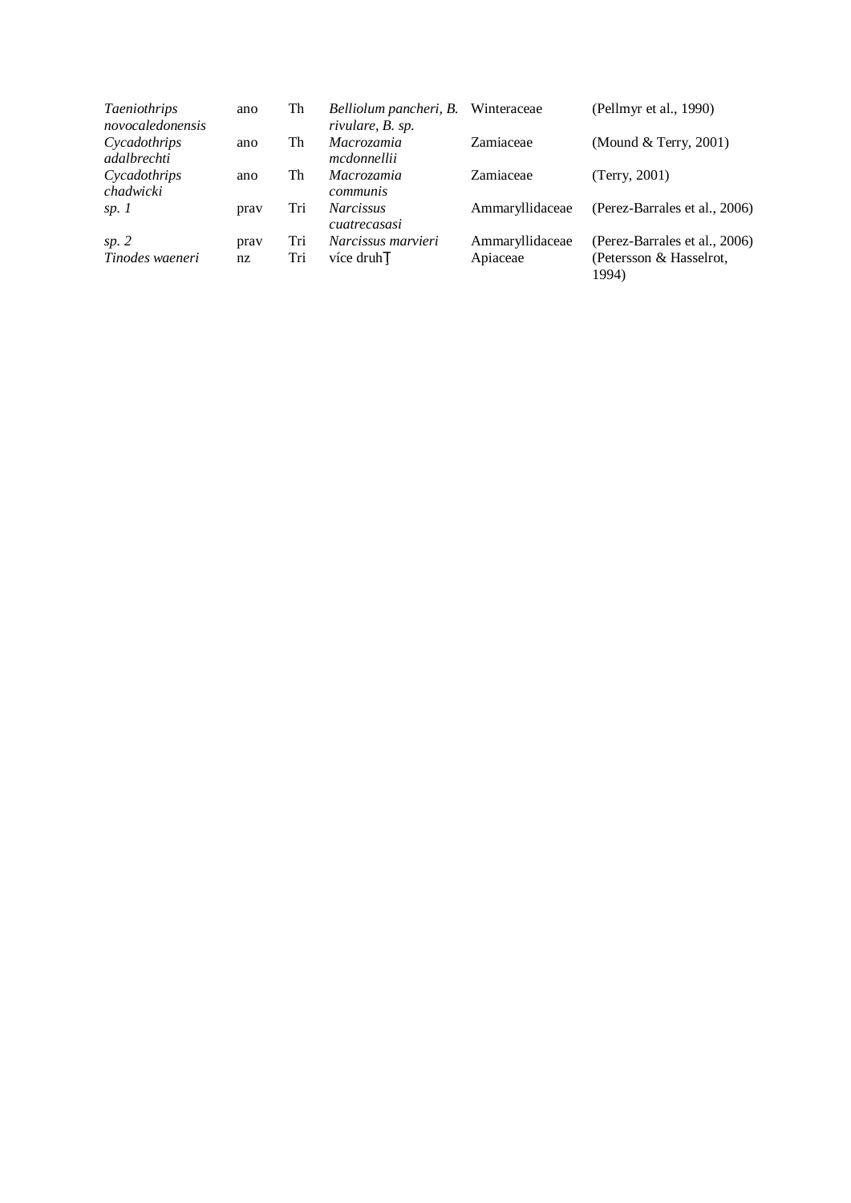| | | | | | |
|---|---|---|---|---|---|
| *Taeniothrips novocaledonensis* | ano | Th | *Belliolum pancheri, B. rivulare, B. sp.* | Winteraceae | (Pellmyr et al., 1990) |
| *Cycadothrips adalbrechti* | ano | Th | *Macrozamia mcdonnellii* | Zamiaceae | (Mound & Terry, 2001) |
| *Cycadothrips chadwicki* | ano | Th | *Macrozamia communis* | Zamiaceae | (Terry, 2001) |
| *sp. 1* | prav | Tri | *Narcissus cuatrecasasi* | Ammaryllidaceae | (Perez-Barrales et al., 2006) |
| *sp. 2* | prav | Tri | *Narcissus marvieri* | Ammaryllidaceae | (Perez-Barrales et al., 2006) |
| *Tinodes waeneri* | nz | Tri | více druhŢ | Apiaceae | (Petersson & Hasselrot, 1994) |